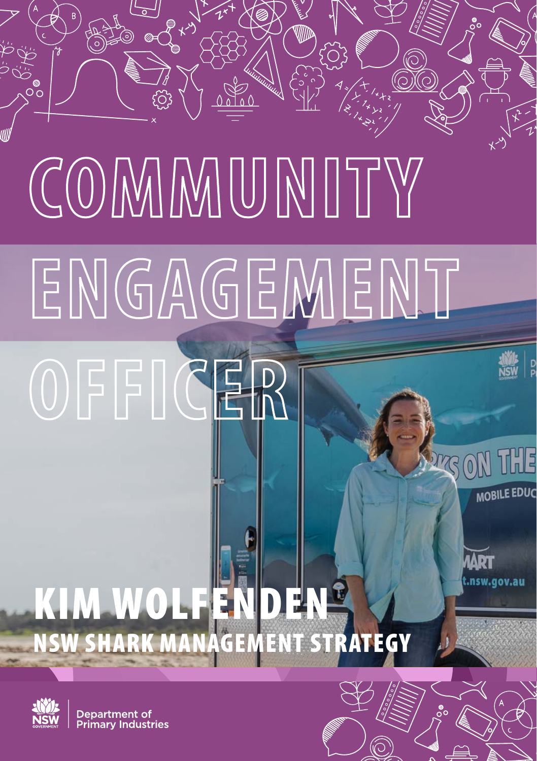# COMMUNITY ENGAGEMENT OFFICER

## KIM WOLFENDEN

### NSW SHARK MANAGEMENT STRATEGY

Department of Primary Industries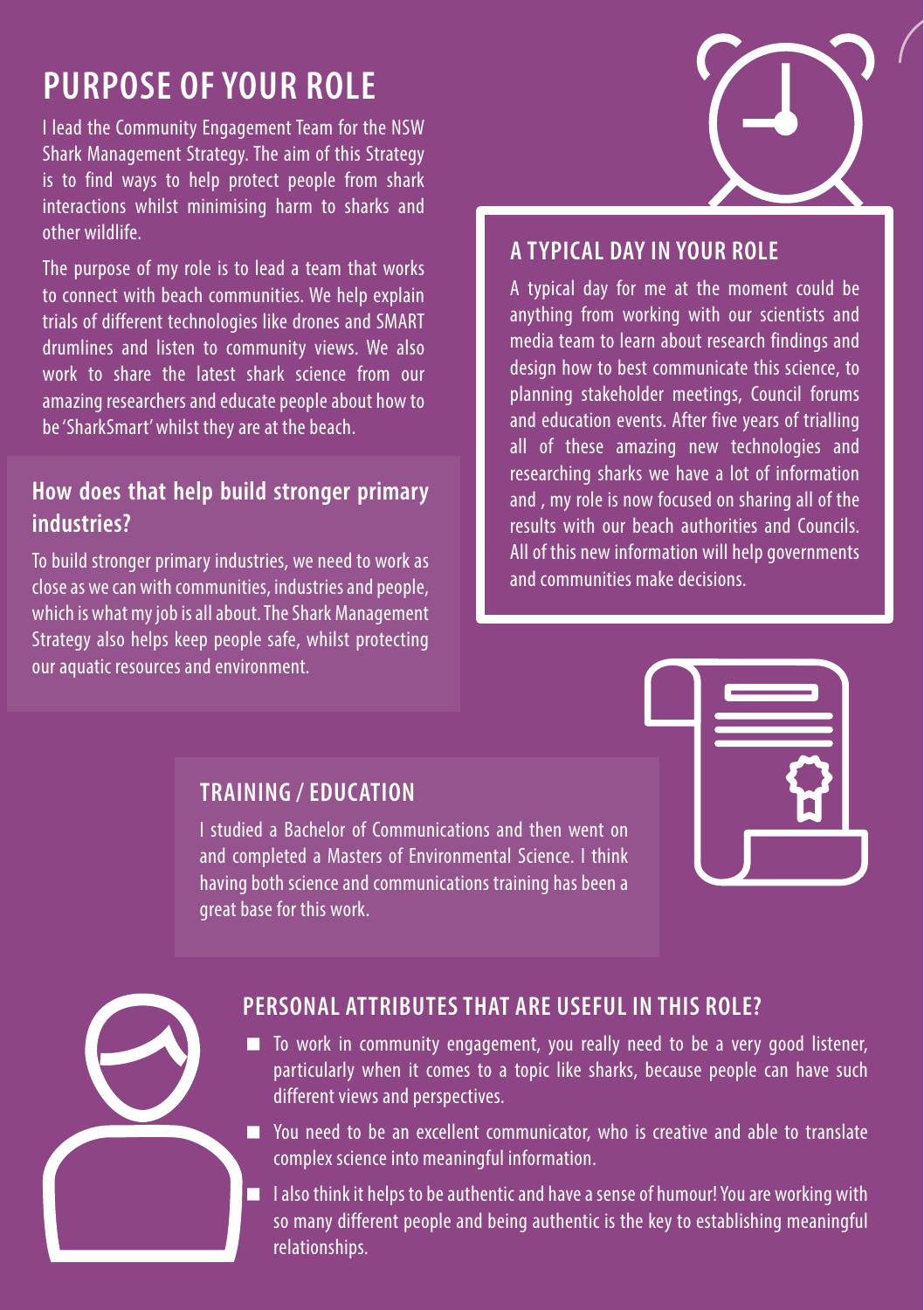# PURPOSE OF YOUR ROLE

I lead the Community Engagement Team for the NSW Shark Management Strategy. The aim of this Strategy is to find ways to help protect people from shark interactions whilst minimising harm to sharks and other wildlife.

The purpose of my role is to lead a team that works to connect with beach communities. We help explain trials of different technologies like drones and SMART drumlines and listen to community views. We also work to share the latest shark science from our amazing researchers and educate people about how to be 'SharkSmart' whilst they are at the beach.

## How does that help build stronger primary industries?

To build stronger primary industries, we need to work as close as we can with communities, industries and people, which is what my job is all about. The Shark Management Strategy also helps keep people safe, whilst protecting our aquatic resources and environment.

## A TYPICAL DAY IN YOUR ROLE

A typical day for me at the moment could be anything from working with our scientists and media team to learn about research findings and design how to best communicate this science, to planning stakeholder meetings, Council forums and education events. After five years of trialling all of these amazing new technologies and researching sharks we have a lot of information and , my role is now focused on sharing all of the results with our beach authorities and Councils. All of this new information will help governments and communities make decisions.

## TRAINING / EDUCATION

I studied a Bachelor of Communications and then went on and completed a Masters of Environmental Science. I think having both science and communications training has been a great base for this work.

## PERSONAL ATTRIBUTES THAT ARE USEFUL IN THIS ROLE?

- To work in community engagement, you really need to be a very good listener, particularly when it comes to a topic like sharks, because people can have such different views and perspectives.
- You need to be an excellent communicator, who is creative and able to translate complex science into meaningful information.
- I also think it helps to be authentic and have a sense of humour! You are working with so many different people and being authentic is the key to establishing meaningful relationships.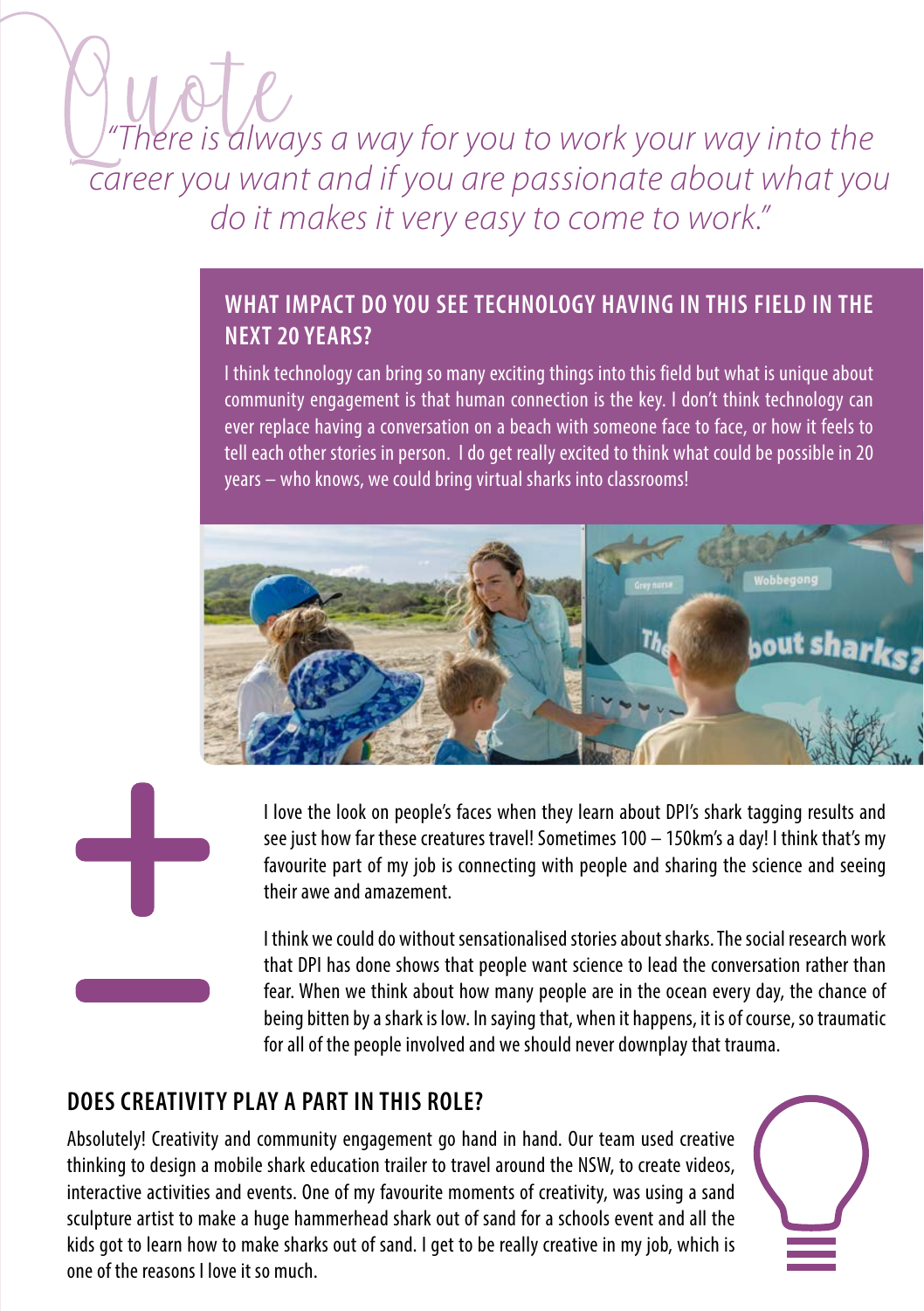Quote

*"There is always a way for you to work your way into the career you want and if you are passionate about what you do it makes it very easy to come to work."*

## WHAT IMPACT DO YOU SEE TECHNOLOGY HAVING IN THIS FIELD IN THE NEXT 20 YEARS?

I think technology can bring so many exciting things into this field but what is unique about community engagement is that human connection is the key. I don't think technology can ever replace having a conversation on a beach with someone face to face, or how it feels to tell each other stories in person. I do get really excited to think what could be possible in 20 years – who knows, we could bring virtual sharks into classrooms!

+

I love the look on people's faces when they learn about DPI's shark tagging results and see just how far these creatures travel! Sometimes 100 – 150km's a day! I think that's my favourite part of my job is connecting with people and sharing the science and seeing their awe and amazement.

–

I think we could do without sensationalised stories about sharks. The social research work that DPI has done shows that people want science to lead the conversation rather than fear. When we think about how many people are in the ocean every day, the chance of being bitten by a shark is low. In saying that, when it happens, it is of course, so traumatic for all of the people involved and we should never downplay that trauma.

## DOES CREATIVITY PLAY A PART IN THIS ROLE?

Absolutely! Creativity and community engagement go hand in hand. Our team used creative thinking to design a mobile shark education trailer to travel around the NSW, to create videos, interactive activities and events. One of my favourite moments of creativity, was using a sand sculpture artist to make a huge hammerhead shark out of sand for a schools event and all the kids got to learn how to make sharks out of sand. I get to be really creative in my job, which is one of the reasons I love it so much.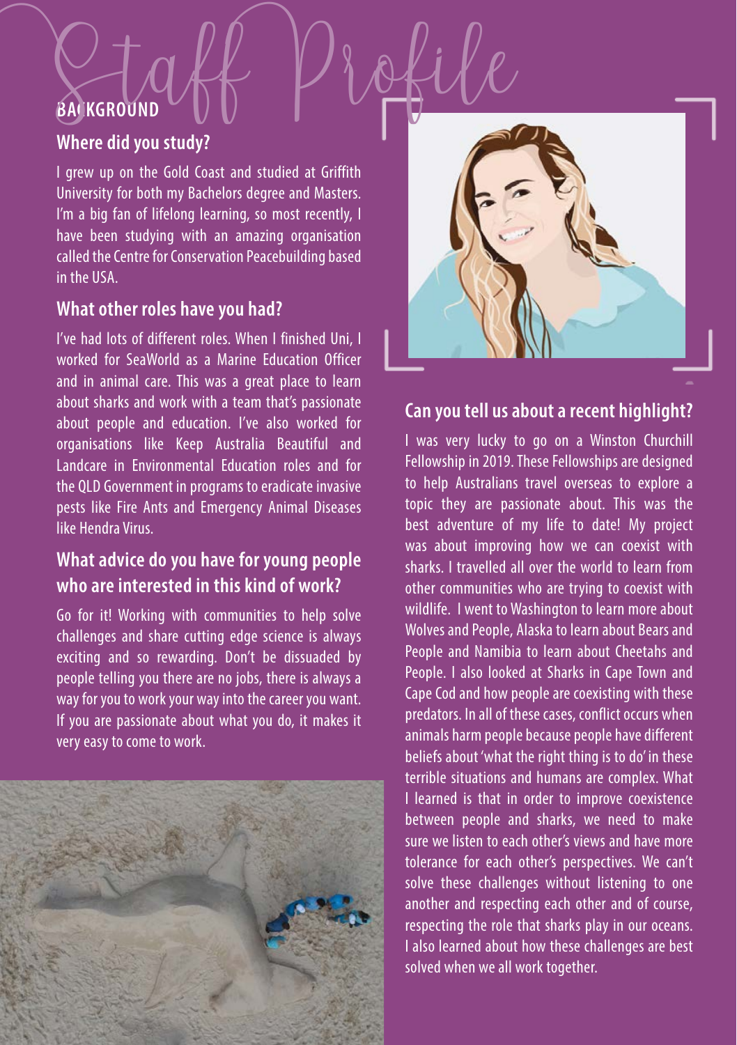# Staff Profile

## BACKGROUND

### Where did you study?

I grew up on the Gold Coast and studied at Griffith University for both my Bachelors degree and Masters. I'm a big fan of lifelong learning, so most recently, I have been studying with an amazing organisation called the Centre for Conservation Peacebuilding based in the USA.

### What other roles have you had?

I've had lots of different roles. When I finished Uni, I worked for SeaWorld as a Marine Education Officer and in animal care. This was a great place to learn about sharks and work with a team that's passionate about people and education. I've also worked for organisations like Keep Australia Beautiful and Landcare in Environmental Education roles and for the QLD Government in programs to eradicate invasive pests like Fire Ants and Emergency Animal Diseases like Hendra Virus.

### What advice do you have for young people who are interested in this kind of work?

Go for it! Working with communities to help solve challenges and share cutting edge science is always exciting and so rewarding. Don't be dissuaded by people telling you there are no jobs, there is always a way for you to work your way into the career you want. If you are passionate about what you do, it makes it very easy to come to work.

### Can you tell us about a recent highlight?

I was very lucky to go on a Winston Churchill Fellowship in 2019. These Fellowships are designed to help Australians travel overseas to explore a topic they are passionate about. This was the best adventure of my life to date! My project was about improving how we can coexist with sharks. I travelled all over the world to learn from other communities who are trying to coexist with wildlife. I went to Washington to learn more about Wolves and People, Alaska to learn about Bears and People and Namibia to learn about Cheetahs and People. I also looked at Sharks in Cape Town and Cape Cod and how people are coexisting with these predators. In all of these cases, conflict occurs when animals harm people because people have different beliefs about 'what the right thing is to do' in these terrible situations and humans are complex. What I learned is that in order to improve coexistence between people and sharks, we need to make sure we listen to each other's views and have more tolerance for each other's perspectives. We can't solve these challenges without listening to one another and respecting each other and of course, respecting the role that sharks play in our oceans. I also learned about how these challenges are best solved when we all work together.